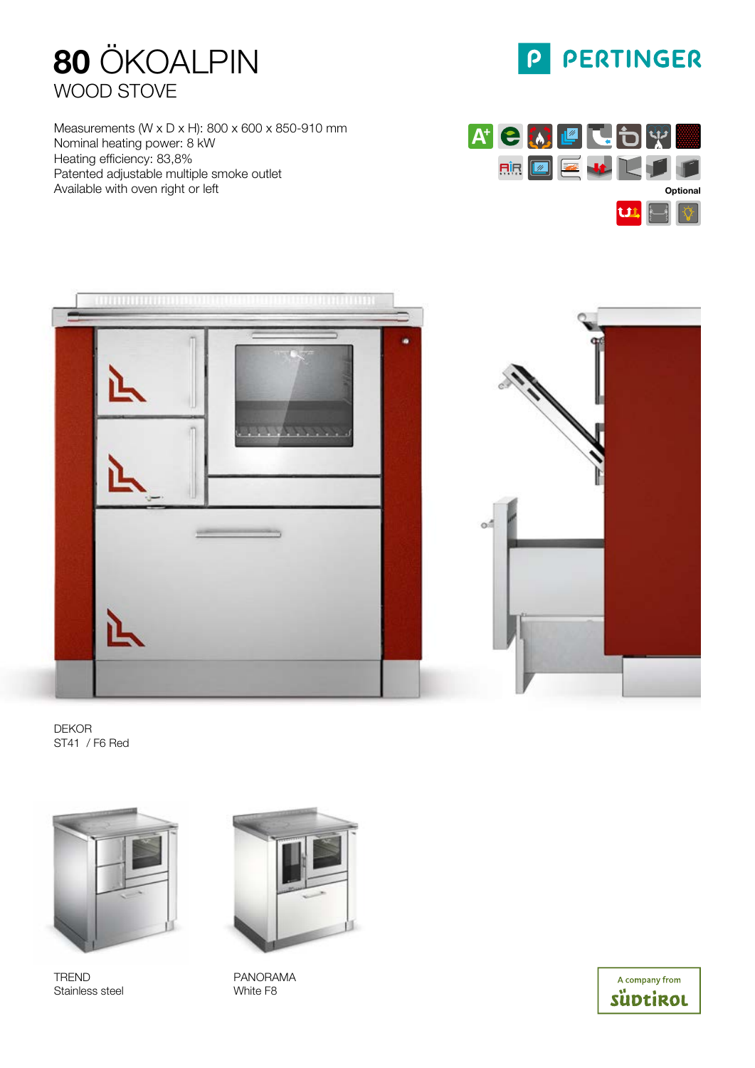# 80 ÖKOALPIN

## WOOD STOVE

PERTINGER

Measurements (W x D x H): 800 x 600 x 850-910 mm
Nominal heating power: 8 kW
Heating efficiency: 83,8%
Patented adjustable multiple smoke outlet
Available with oven right or left

Optional

DEKOR
ST41 / F6 Red

TREND
Stainless steel

PANORAMA
White F8

A company from
SÜDTIROL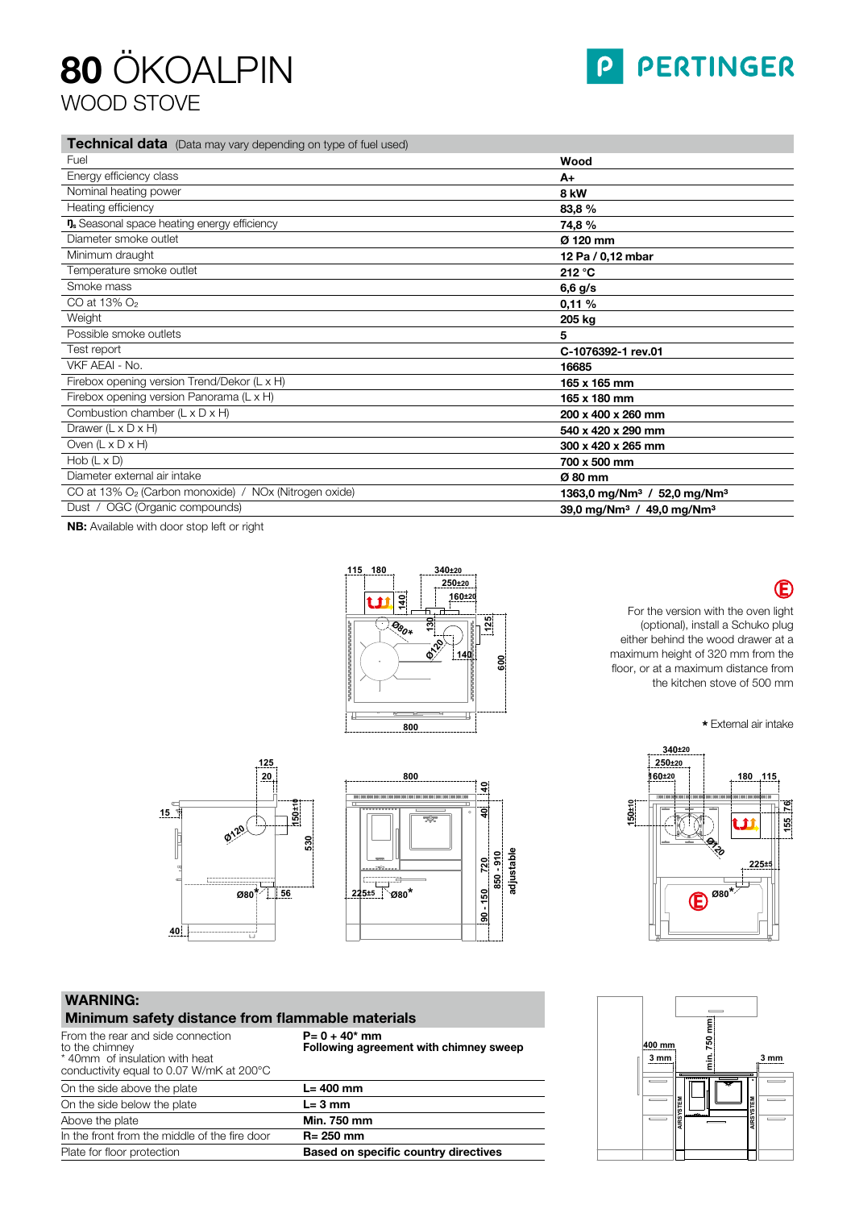# 80 ÖKOALPIN

## WOOD STOVE

PERTINGER

| **Technical data** (Data may vary depending on type of fuel used) | |
|---|---|
| Fuel | **Wood** |
| Energy efficiency class | **A+** |
| Nominal heating power | **8 kW** |
| Heating efficiency | **83,8 %** |
| $\eta_s$ Seasonal space heating energy efficiency | **74,8 %** |
| Diameter smoke outlet | **Ø 120 mm** |
| Minimum draught | **12 Pa / 0,12 mbar** |
| Temperature smoke outlet | **212 °C** |
| Smoke mass | **6,6 g/s** |
| CO at 13% $O_2$ | **0,11 %** |
| Weight | **205 kg** |
| Possible smoke outlets | **5** |
| Test report | **C-1076392-1 rev.01** |
| VKF AEAI - No. | **16685** |
| Firebox opening version Trend/Dekor (L x H) | **165 x 165 mm** |
| Firebox opening version Panorama (L x H) | **165 x 180 mm** |
| Combustion chamber (L x D x H) | **200 x 400 x 260 mm** |
| Drawer (L x D x H) | **540 x 420 x 290 mm** |
| Oven (L x D x H) | **300 x 420 x 265 mm** |
| Hob (L x D) | **700 x 500 mm** |
| Diameter external air intake | **Ø 80 mm** |
| CO at 13% $O_2$ (Carbon monoxide) / NOx (Nitrogen oxide) | **1363,0 mg/Nm³ / 52,0 mg/Nm³** |
| Dust / OGC (Organic compounds) | **39,0 mg/Nm³ / 49,0 mg/Nm³** |

**NB:** Available with door stop left or right

For the version with the oven light (optional), install a Schuko plug either behind the wood drawer at a maximum height of 320 mm from the floor, or at a maximum distance from the kitchen stove of 500 mm

* External air intake

115 180 340±20 250±20 160±20 140 130 125 Ø80* Ø120 140 600 800

125 20 15 Ø120 150±10 530 Ø80* 56 40

800 40 40 720 850 - 910 adjustable 90 - 150 225±5 Ø80*

340±20 250±20 160±20 180 115 150±10 76 155 Ø120 225±5 Ø80*

## WARNING:
## Minimum safety distance from flammable materials

| | |
|---|---|
| From the rear and side connection to the chimney<br>* 40mm of insulation with heat conductivity equal to 0.07 W/mK at 200°C | **P= 0 + 40* mm**<br>**Following agreement with chimney sweep** |
| On the side above the plate | **L= 400 mm** |
| On the side below the plate | **L= 3 mm** |
| Above the plate | **Min. 750 mm** |
| In the front from the middle of the fire door | **R= 250 mm** |
| Plate for floor protection | **Based on specific country directives** |

400 mm 3 mm min. 750 mm 3 mm AIRSYSTEM AIRSYSTEM